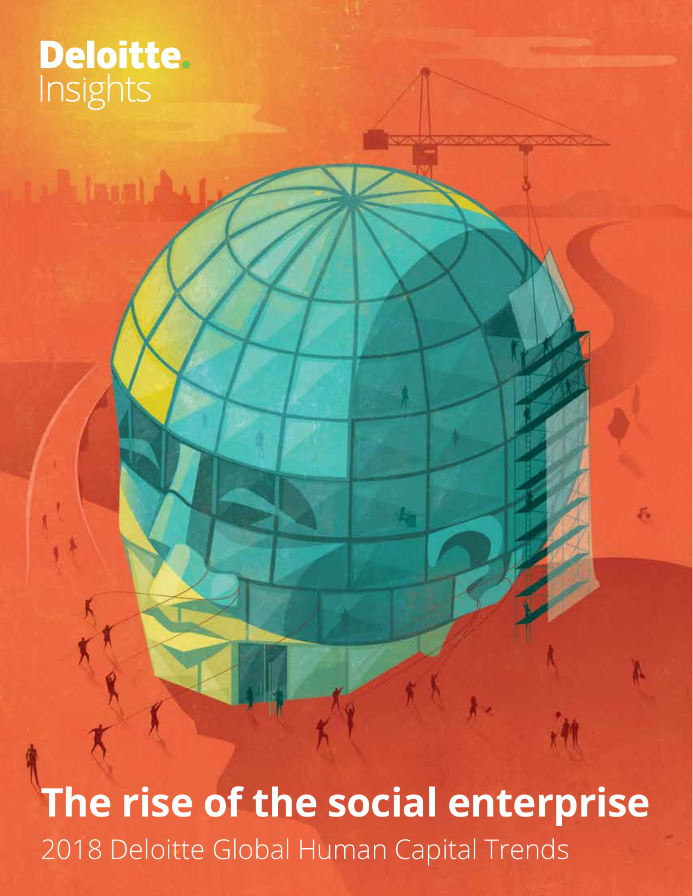Deloitte.
Insights

# The rise of the social enterprise

2018 Deloitte Global Human Capital Trends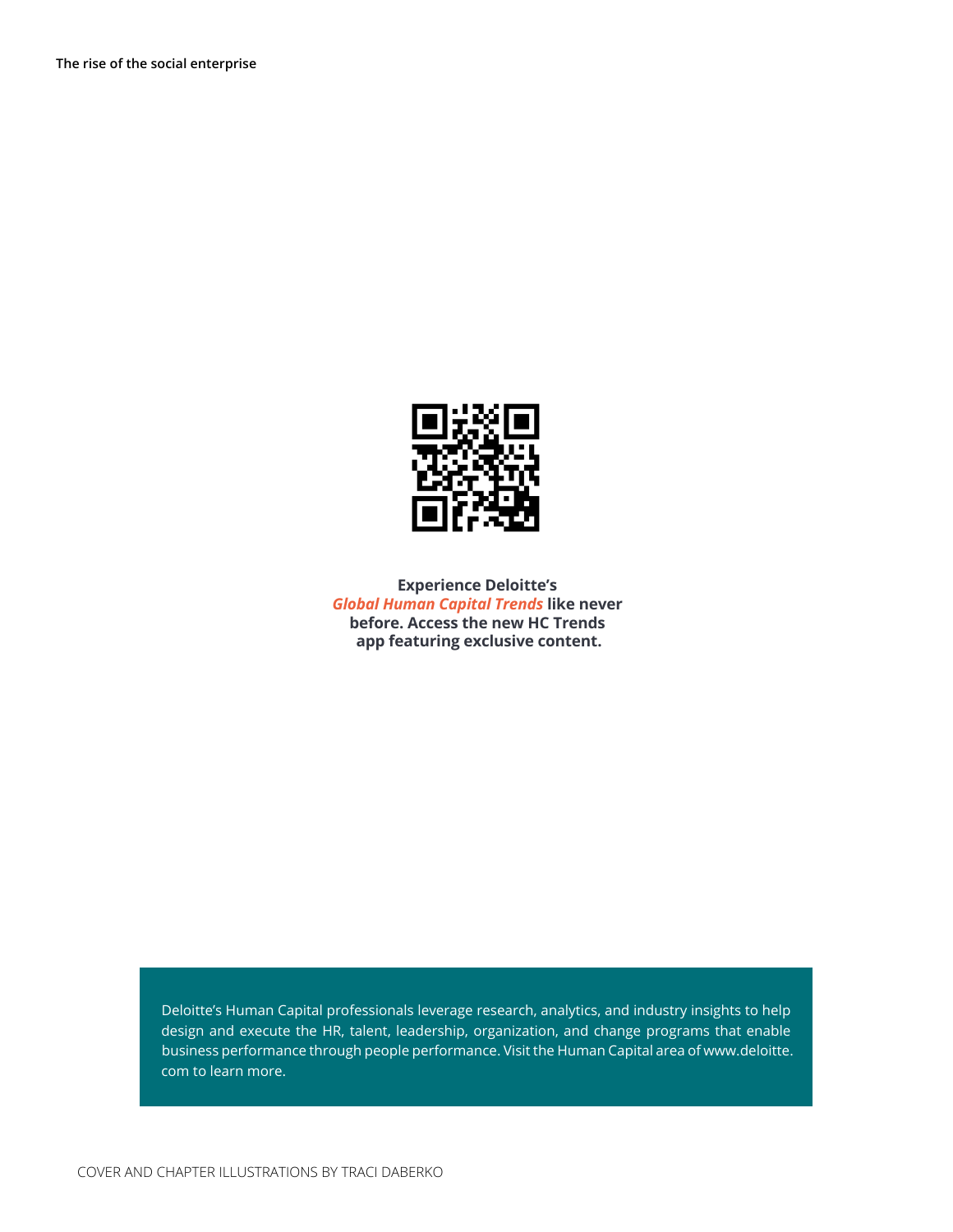**Experience Deloitte's *Global Human Capital Trends* like never before. Access the new HC Trends app featuring exclusive content.**

Deloitte's Human Capital professionals leverage research, analytics, and industry insights to help design and execute the HR, talent, leadership, organization, and change programs that enable business performance through people performance. Visit the Human Capital area of www.deloitte.com to learn more.

COVER AND CHAPTER ILLUSTRATIONS BY TRACI DABERKO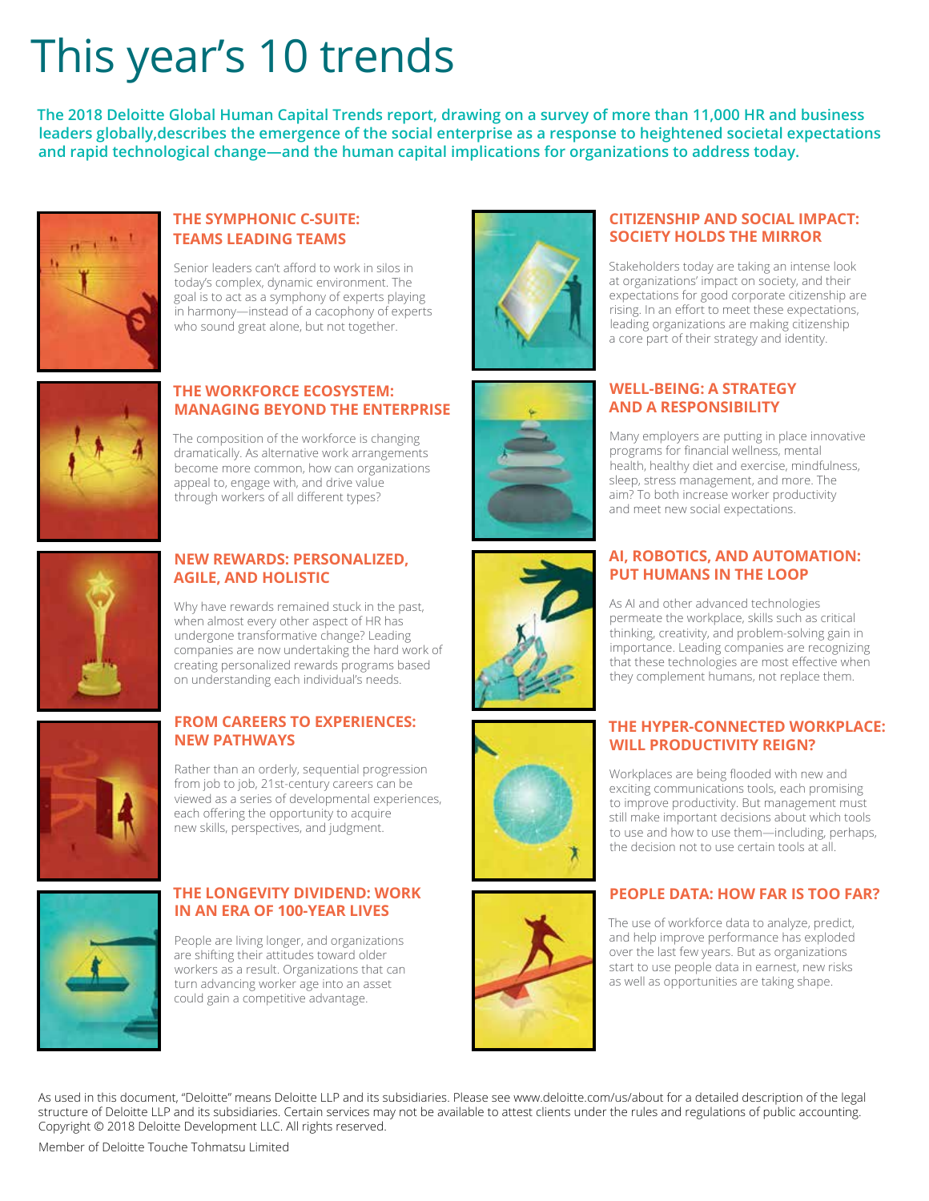# This year's 10 trends

**The 2018 Deloitte Global Human Capital Trends report, drawing on a survey of more than 11,000 HR and business leaders globally,describes the emergence of the social enterprise as a response to heightened societal expectations and rapid technological change—and the human capital implications for organizations to address today.**

### THE SYMPHONIC C-SUITE: TEAMS LEADING TEAMS

Senior leaders can't afford to work in silos in today's complex, dynamic environment. The goal is to act as a symphony of experts playing in harmony—instead of a cacophony of experts who sound great alone, but not together.

### THE WORKFORCE ECOSYSTEM: MANAGING BEYOND THE ENTERPRISE

The composition of the workforce is changing dramatically. As alternative work arrangements become more common, how can organizations appeal to, engage with, and drive value through workers of all different types?

### NEW REWARDS: PERSONALIZED, AGILE, AND HOLISTIC

Why have rewards remained stuck in the past, when almost every other aspect of HR has undergone transformative change? Leading companies are now undertaking the hard work of creating personalized rewards programs based on understanding each individual's needs.

### FROM CAREERS TO EXPERIENCES: NEW PATHWAYS

Rather than an orderly, sequential progression from job to job, 21st-century careers can be viewed as a series of developmental experiences, each offering the opportunity to acquire new skills, perspectives, and judgment.

### THE LONGEVITY DIVIDEND: WORK IN AN ERA OF 100-YEAR LIVES

People are living longer, and organizations are shifting their attitudes toward older workers as a result. Organizations that can turn advancing worker age into an asset could gain a competitive advantage.

### CITIZENSHIP AND SOCIAL IMPACT: SOCIETY HOLDS THE MIRROR

Stakeholders today are taking an intense look at organizations' impact on society, and their expectations for good corporate citizenship are rising. In an effort to meet these expectations, leading organizations are making citizenship a core part of their strategy and identity.

### WELL-BEING: A STRATEGY AND A RESPONSIBILITY

Many employers are putting in place innovative programs for financial wellness, mental health, healthy diet and exercise, mindfulness, sleep, stress management, and more. The aim? To both increase worker productivity and meet new social expectations.

### AI, ROBOTICS, AND AUTOMATION: PUT HUMANS IN THE LOOP

As AI and other advanced technologies permeate the workplace, skills such as critical thinking, creativity, and problem-solving gain in importance. Leading companies are recognizing that these technologies are most effective when they complement humans, not replace them.

### THE HYPER-CONNECTED WORKPLACE: WILL PRODUCTIVITY REIGN?

Workplaces are being flooded with new and exciting communications tools, each promising to improve productivity. But management must still make important decisions about which tools to use and how to use them—including, perhaps, the decision not to use certain tools at all.

### PEOPLE DATA: HOW FAR IS TOO FAR?

The use of workforce data to analyze, predict, and help improve performance has exploded over the last few years. But as organizations start to use people data in earnest, new risks as well as opportunities are taking shape.

As used in this document, "Deloitte" means Deloitte LLP and its subsidiaries. Please see www.deloitte.com/us/about for a detailed description of the legal structure of Deloitte LLP and its subsidiaries. Certain services may not be available to attest clients under the rules and regulations of public accounting. Copyright © 2018 Deloitte Development LLC. All rights reserved.

Member of Deloitte Touche Tohmatsu Limited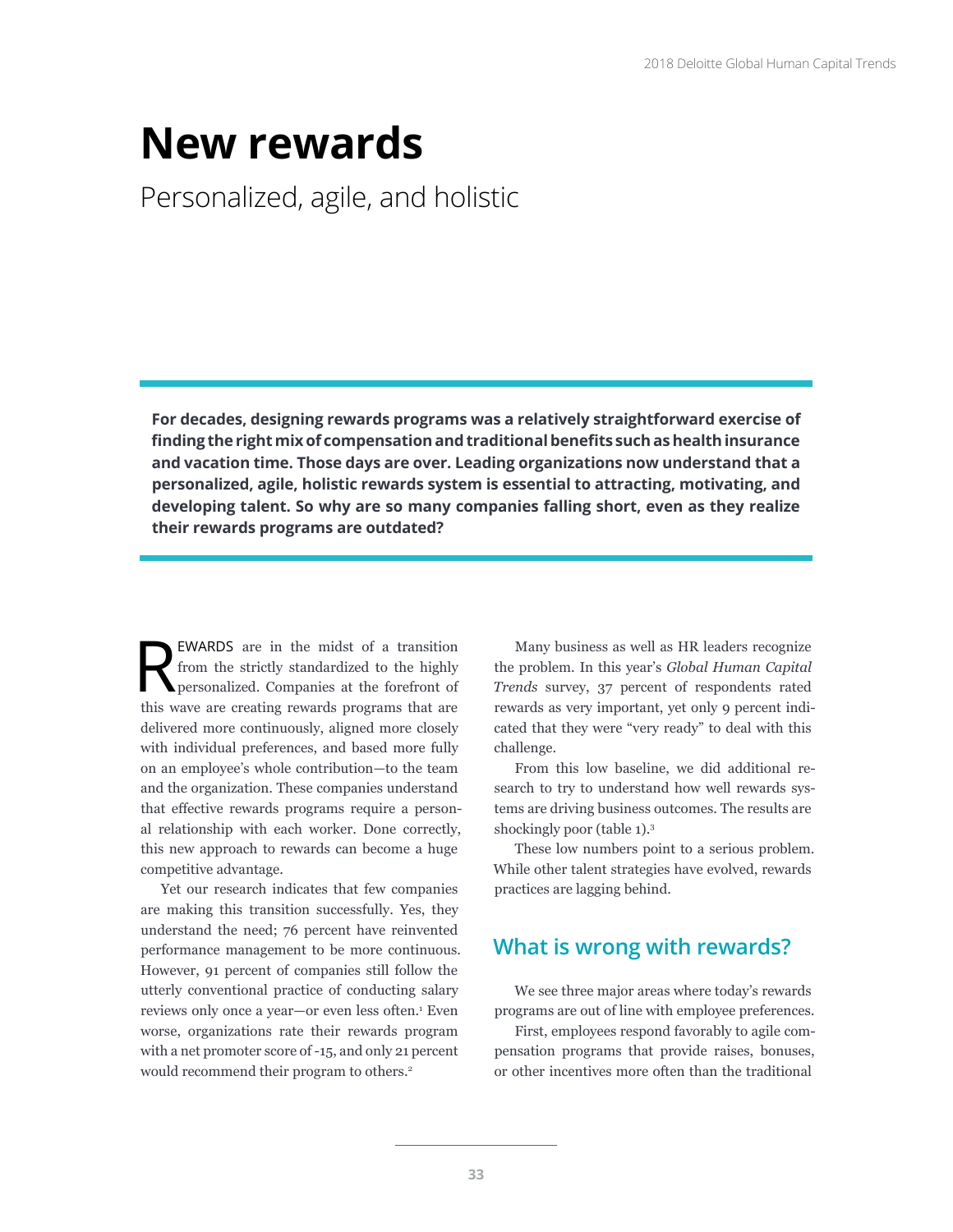# New rewards

## Personalized, agile, and holistic

**For decades, designing rewards programs was a relatively straightforward exercise of finding the right mix of compensation and traditional benefits such as health insurance and vacation time. Those days are over. Leading organizations now understand that a personalized, agile, holistic rewards system is essential to attracting, motivating, and developing talent. So why are so many companies falling short, even as they realize their rewards programs are outdated?**

REWARDS are in the midst of a transition from the strictly standardized to the highly personalized. Companies at the forefront of this wave are creating rewards programs that are delivered more continuously, aligned more closely with individual preferences, and based more fully on an employee's whole contribution—to the team and the organization. These companies understand that effective rewards programs require a personal relationship with each worker. Done correctly, this new approach to rewards can become a huge competitive advantage.

Yet our research indicates that few companies are making this transition successfully. Yes, they understand the need; 76 percent have reinvented performance management to be more continuous. However, 91 percent of companies still follow the utterly conventional practice of conducting salary reviews only once a year—or even less often.[1] Even worse, organizations rate their rewards program with a net promoter score of -15, and only 21 percent would recommend their program to others.[2]

Many business as well as HR leaders recognize the problem. In this year's *Global Human Capital Trends* survey, 37 percent of respondents rated rewards as very important, yet only 9 percent indicated that they were "very ready" to deal with this challenge.

From this low baseline, we did additional research to try to understand how well rewards systems are driving business outcomes. The results are shockingly poor (table 1).[3]

These low numbers point to a serious problem. While other talent strategies have evolved, rewards practices are lagging behind.

## What is wrong with rewards?

We see three major areas where today's rewards programs are out of line with employee preferences.

First, employees respond favorably to agile compensation programs that provide raises, bonuses, or other incentives more often than the traditional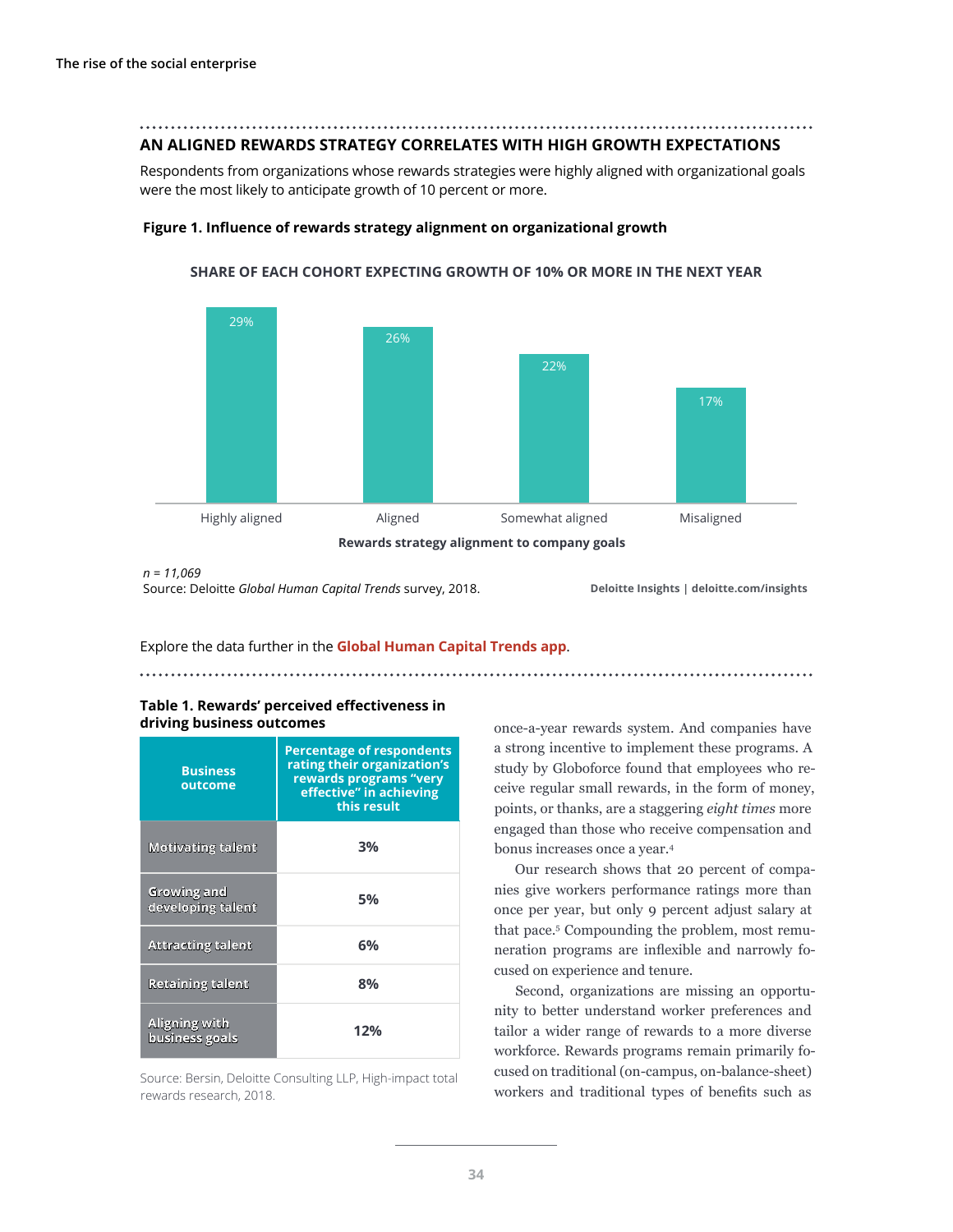## AN ALIGNED REWARDS STRATEGY CORRELATES WITH HIGH GROWTH EXPECTATIONS

Respondents from organizations whose rewards strategies were highly aligned with organizational goals were the most likely to anticipate growth of 10 percent or more.

**Figure 1. Influence of rewards strategy alignment on organizational growth**

SHARE OF EACH COHORT EXPECTING GROWTH OF 10% OR MORE IN THE NEXT YEAR

| Rewards strategy alignment to company goals | Share |
|---|---|
| Highly aligned | 29% |
| Aligned | 26% |
| Somewhat aligned | 22% |
| Misaligned | 17% |

*n = 11,069*
Source: Deloitte *Global Human Capital Trends* survey, 2018.

Deloitte Insights | deloitte.com/insights

Explore the data further in the **Global Human Capital Trends app**.

**Table 1. Rewards' perceived effectiveness in driving business outcomes**

| Business outcome | Percentage of respondents rating their organization's rewards programs "very effective" in achieving this result |
|---|---|
| Motivating talent | 3% |
| Growing and developing talent | 5% |
| Attracting talent | 6% |
| Retaining talent | 8% |
| Aligning with business goals | 12% |

Source: Bersin, Deloitte Consulting LLP, High-impact total rewards research, 2018.

once-a-year rewards system. And companies have a strong incentive to implement these programs. A study by Globoforce found that employees who receive regular small rewards, in the form of money, points, or thanks, are a staggering *eight times* more engaged than those who receive compensation and bonus increases once a year.[4]

Our research shows that 20 percent of companies give workers performance ratings more than once per year, but only 9 percent adjust salary at that pace.[5] Compounding the problem, most remuneration programs are inflexible and narrowly focused on experience and tenure.

Second, organizations are missing an opportunity to better understand worker preferences and tailor a wider range of rewards to a more diverse workforce. Rewards programs remain primarily focused on traditional (on-campus, on-balance-sheet) workers and traditional types of benefits such as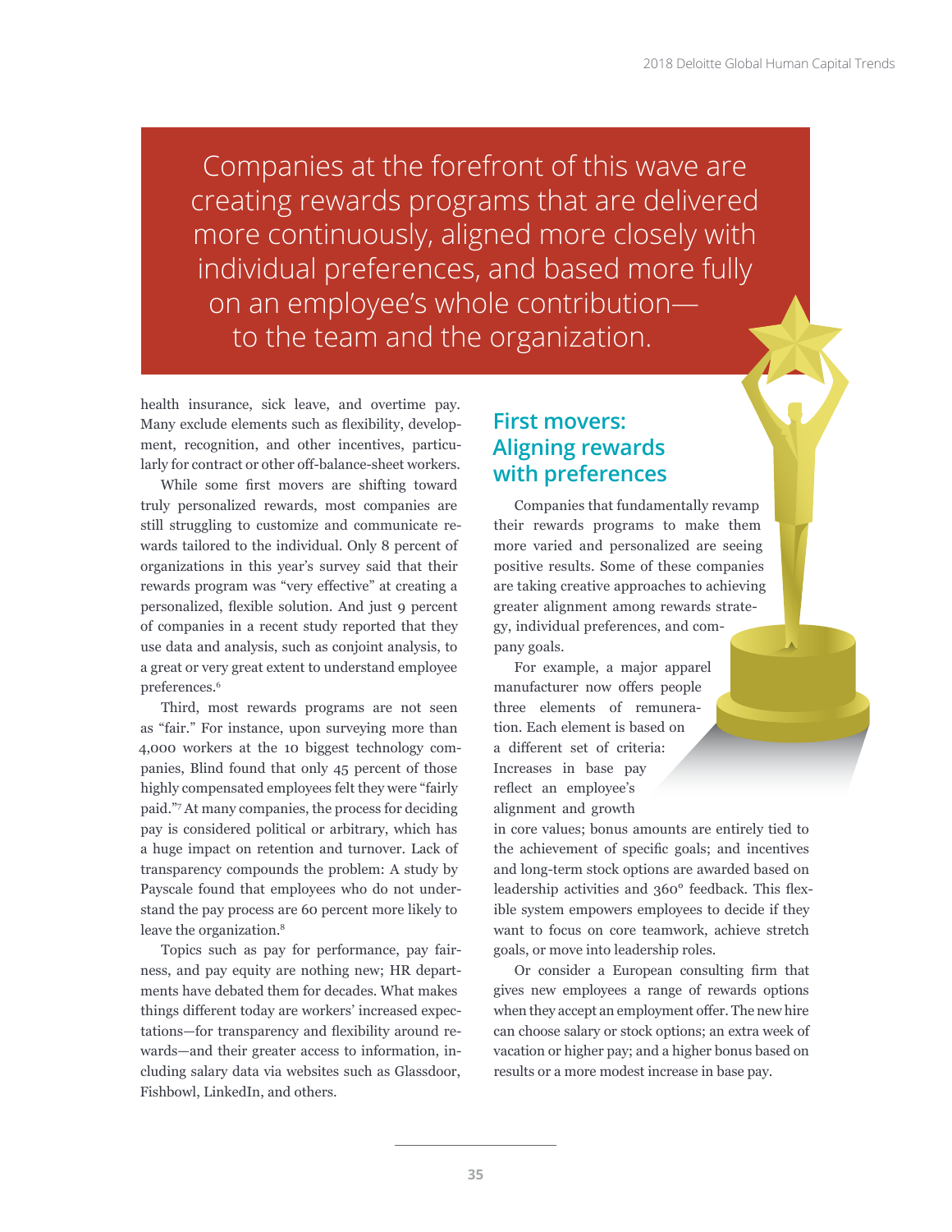> Companies at the forefront of this wave are creating rewards programs that are delivered more continuously, aligned more closely with individual preferences, and based more fully on an employee's whole contribution—to the team and the organization.

health insurance, sick leave, and overtime pay. Many exclude elements such as flexibility, development, recognition, and other incentives, particularly for contract or other off-balance-sheet workers.

While some first movers are shifting toward truly personalized rewards, most companies are still struggling to customize and communicate rewards tailored to the individual. Only 8 percent of organizations in this year's survey said that their rewards program was "very effective" at creating a personalized, flexible solution. And just 9 percent of companies in a recent study reported that they use data and analysis, such as conjoint analysis, to a great or very great extent to understand employee preferences.[6]

Third, most rewards programs are not seen as "fair." For instance, upon surveying more than 4,000 workers at the 10 biggest technology companies, Blind found that only 45 percent of those highly compensated employees felt they were "fairly paid."[7] At many companies, the process for deciding pay is considered political or arbitrary, which has a huge impact on retention and turnover. Lack of transparency compounds the problem: A study by Payscale found that employees who do not understand the pay process are 60 percent more likely to leave the organization.[8]

Topics such as pay for performance, pay fairness, and pay equity are nothing new; HR departments have debated them for decades. What makes things different today are workers' increased expectations—for transparency and flexibility around rewards—and their greater access to information, including salary data via websites such as Glassdoor, Fishbowl, LinkedIn, and others.

## First movers: Aligning rewards with preferences

Companies that fundamentally revamp their rewards programs to make them more varied and personalized are seeing positive results. Some of these companies are taking creative approaches to achieving greater alignment among rewards strategy, individual preferences, and company goals.

For example, a major apparel manufacturer now offers people three elements of remuneration. Each element is based on a different set of criteria: Increases in base pay reflect an employee's alignment and growth in core values; bonus amounts are entirely tied to the achievement of specific goals; and incentives and long-term stock options are awarded based on leadership activities and 360° feedback. This flexible system empowers employees to decide if they want to focus on core teamwork, achieve stretch goals, or move into leadership roles.

Or consider a European consulting firm that gives new employees a range of rewards options when they accept an employment offer. The new hire can choose salary or stock options; an extra week of vacation or higher pay; and a higher bonus based on results or a more modest increase in base pay.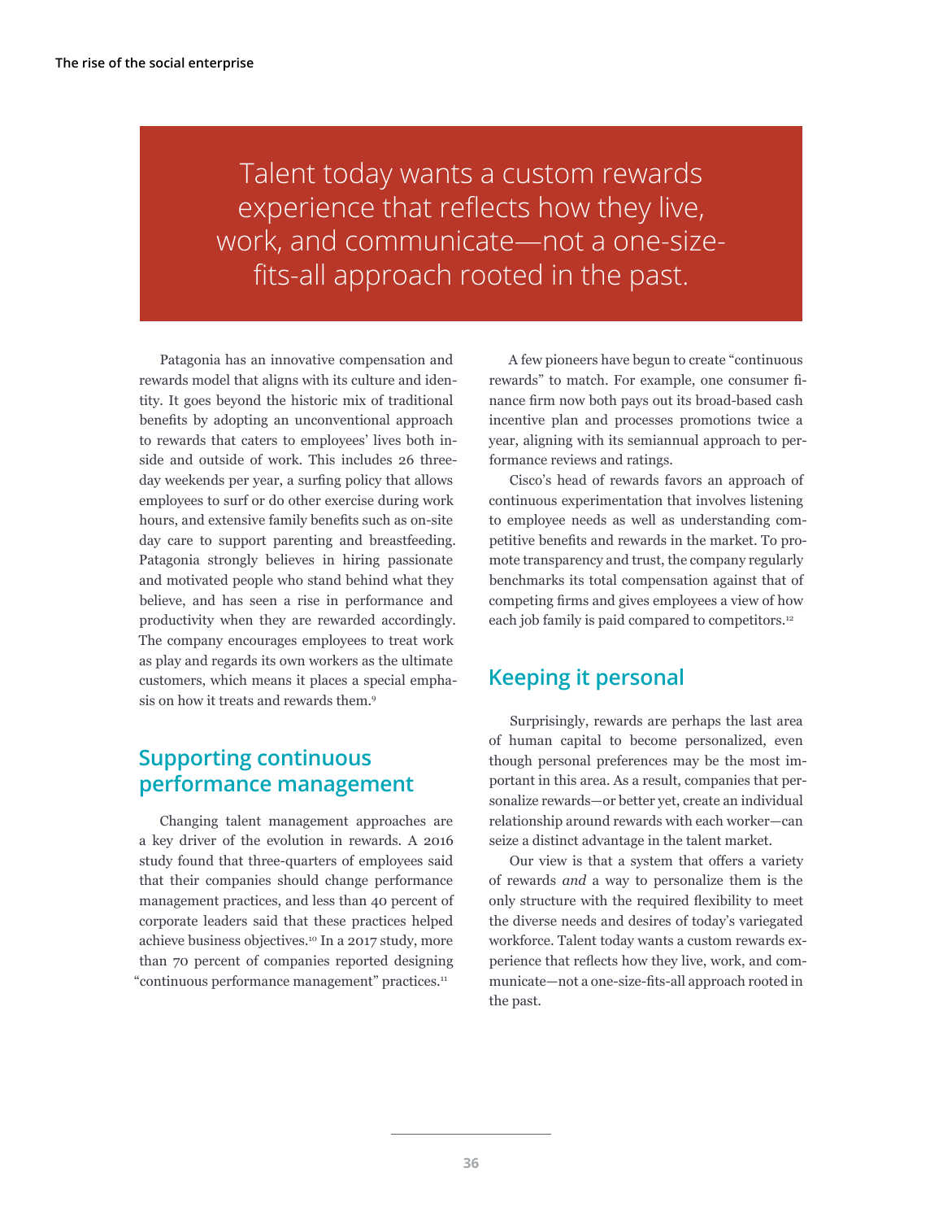> Talent today wants a custom rewards experience that reflects how they live, work, and communicate—not a one-size-fits-all approach rooted in the past.

Patagonia has an innovative compensation and rewards model that aligns with its culture and identity. It goes beyond the historic mix of traditional benefits by adopting an unconventional approach to rewards that caters to employees' lives both inside and outside of work. This includes 26 three-day weekends per year, a surfing policy that allows employees to surf or do other exercise during work hours, and extensive family benefits such as on-site day care to support parenting and breastfeeding. Patagonia strongly believes in hiring passionate and motivated people who stand behind what they believe, and has seen a rise in performance and productivity when they are rewarded accordingly. The company encourages employees to treat work as play and regards its own workers as the ultimate customers, which means it places a special emphasis on how it treats and rewards them.[9]

## Supporting continuous performance management

Changing talent management approaches are a key driver of the evolution in rewards. A 2016 study found that three-quarters of employees said that their companies should change performance management practices, and less than 40 percent of corporate leaders said that these practices helped achieve business objectives.[10] In a 2017 study, more than 70 percent of companies reported designing "continuous performance management" practices.[11]

A few pioneers have begun to create "continuous rewards" to match. For example, one consumer finance firm now both pays out its broad-based cash incentive plan and processes promotions twice a year, aligning with its semiannual approach to performance reviews and ratings.

Cisco's head of rewards favors an approach of continuous experimentation that involves listening to employee needs as well as understanding competitive benefits and rewards in the market. To promote transparency and trust, the company regularly benchmarks its total compensation against that of competing firms and gives employees a view of how each job family is paid compared to competitors.[12]

## Keeping it personal

Surprisingly, rewards are perhaps the last area of human capital to become personalized, even though personal preferences may be the most important in this area. As a result, companies that personalize rewards—or better yet, create an individual relationship around rewards with each worker—can seize a distinct advantage in the talent market.

Our view is that a system that offers a variety of rewards *and* a way to personalize them is the only structure with the required flexibility to meet the diverse needs and desires of today's variegated workforce. Talent today wants a custom rewards experience that reflects how they live, work, and communicate—not a one-size-fits-all approach rooted in the past.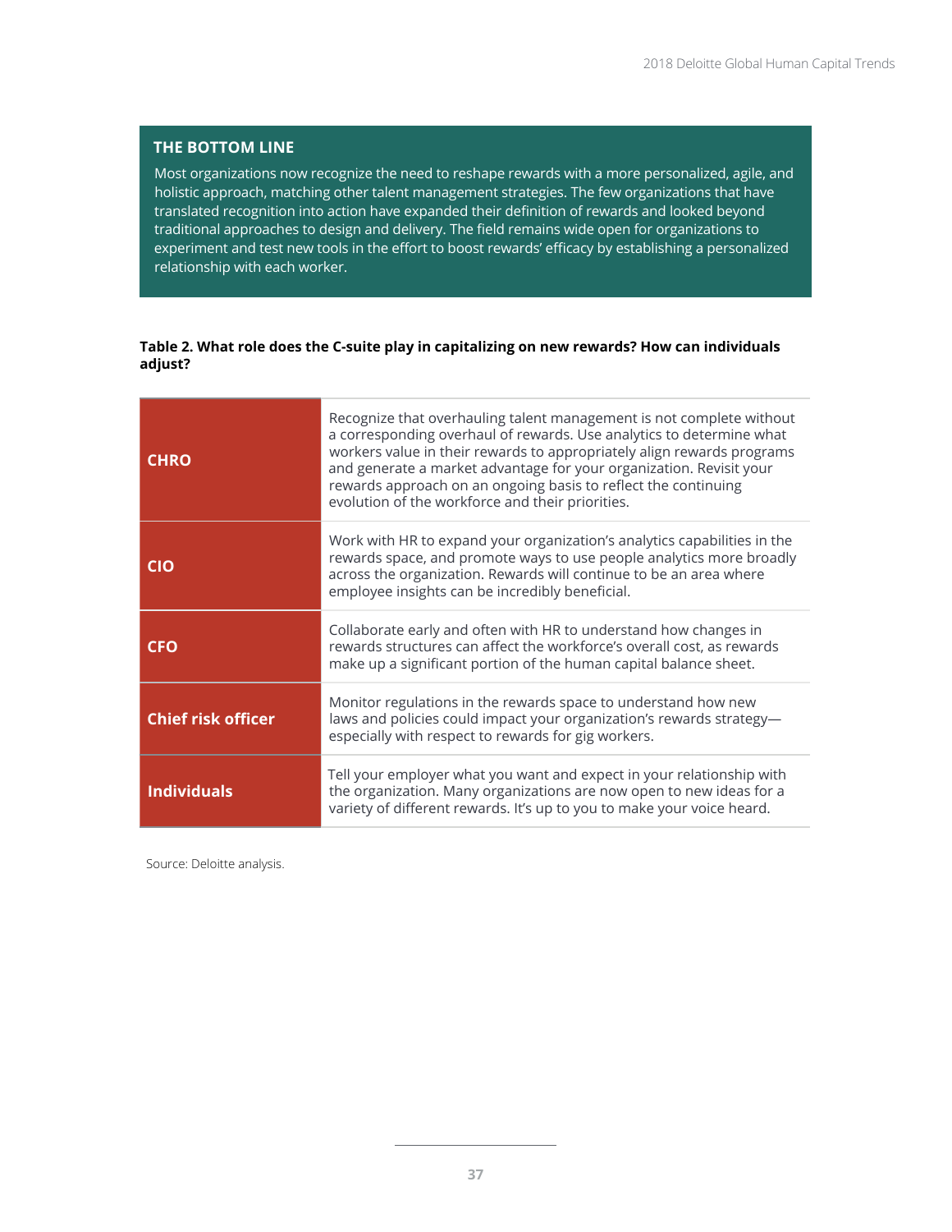### THE BOTTOM LINE

Most organizations now recognize the need to reshape rewards with a more personalized, agile, and holistic approach, matching other talent management strategies. The few organizations that have translated recognition into action have expanded their definition of rewards and looked beyond traditional approaches to design and delivery. The field remains wide open for organizations to experiment and test new tools in the effort to boost rewards' efficacy by establishing a personalized relationship with each worker.

**Table 2. What role does the C-suite play in capitalizing on new rewards? How can individuals adjust?**

| | |
|---|---|
| **CHRO** | Recognize that overhauling talent management is not complete without a corresponding overhaul of rewards. Use analytics to determine what workers value in their rewards to appropriately align rewards programs and generate a market advantage for your organization. Revisit your rewards approach on an ongoing basis to reflect the continuing evolution of the workforce and their priorities. |
| **CIO** | Work with HR to expand your organization's analytics capabilities in the rewards space, and promote ways to use people analytics more broadly across the organization. Rewards will continue to be an area where employee insights can be incredibly beneficial. |
| **CFO** | Collaborate early and often with HR to understand how changes in rewards structures can affect the workforce's overall cost, as rewards make up a significant portion of the human capital balance sheet. |
| **Chief risk officer** | Monitor regulations in the rewards space to understand how new laws and policies could impact your organization's rewards strategy—especially with respect to rewards for gig workers. |
| **Individuals** | Tell your employer what you want and expect in your relationship with the organization. Many organizations are now open to new ideas for a variety of different rewards. It's up to you to make your voice heard. |

Source: Deloitte analysis.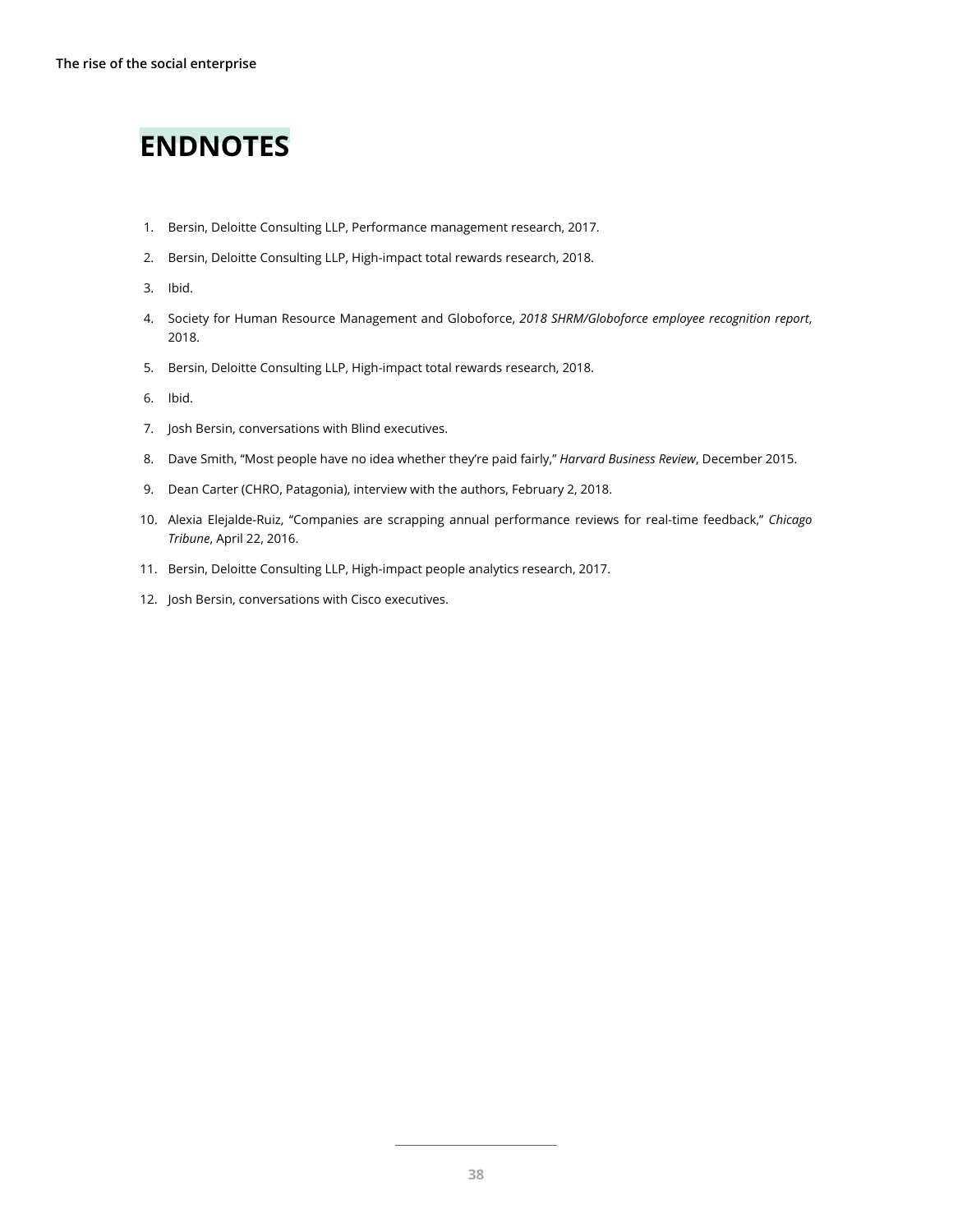## ENDNOTES

1. Bersin, Deloitte Consulting LLP, Performance management research, 2017.
2. Bersin, Deloitte Consulting LLP, High-impact total rewards research, 2018.
3. Ibid.
4. Society for Human Resource Management and Globoforce, *2018 SHRM/Globoforce employee recognition report*, 2018.
5. Bersin, Deloitte Consulting LLP, High-impact total rewards research, 2018.
6. Ibid.
7. Josh Bersin, conversations with Blind executives.
8. Dave Smith, "Most people have no idea whether they're paid fairly," *Harvard Business Review*, December 2015.
9. Dean Carter (CHRO, Patagonia), interview with the authors, February 2, 2018.
10. Alexia Elejalde-Ruiz, "Companies are scrapping annual performance reviews for real-time feedback," *Chicago Tribune*, April 22, 2016.
11. Bersin, Deloitte Consulting LLP, High-impact people analytics research, 2017.
12. Josh Bersin, conversations with Cisco executives.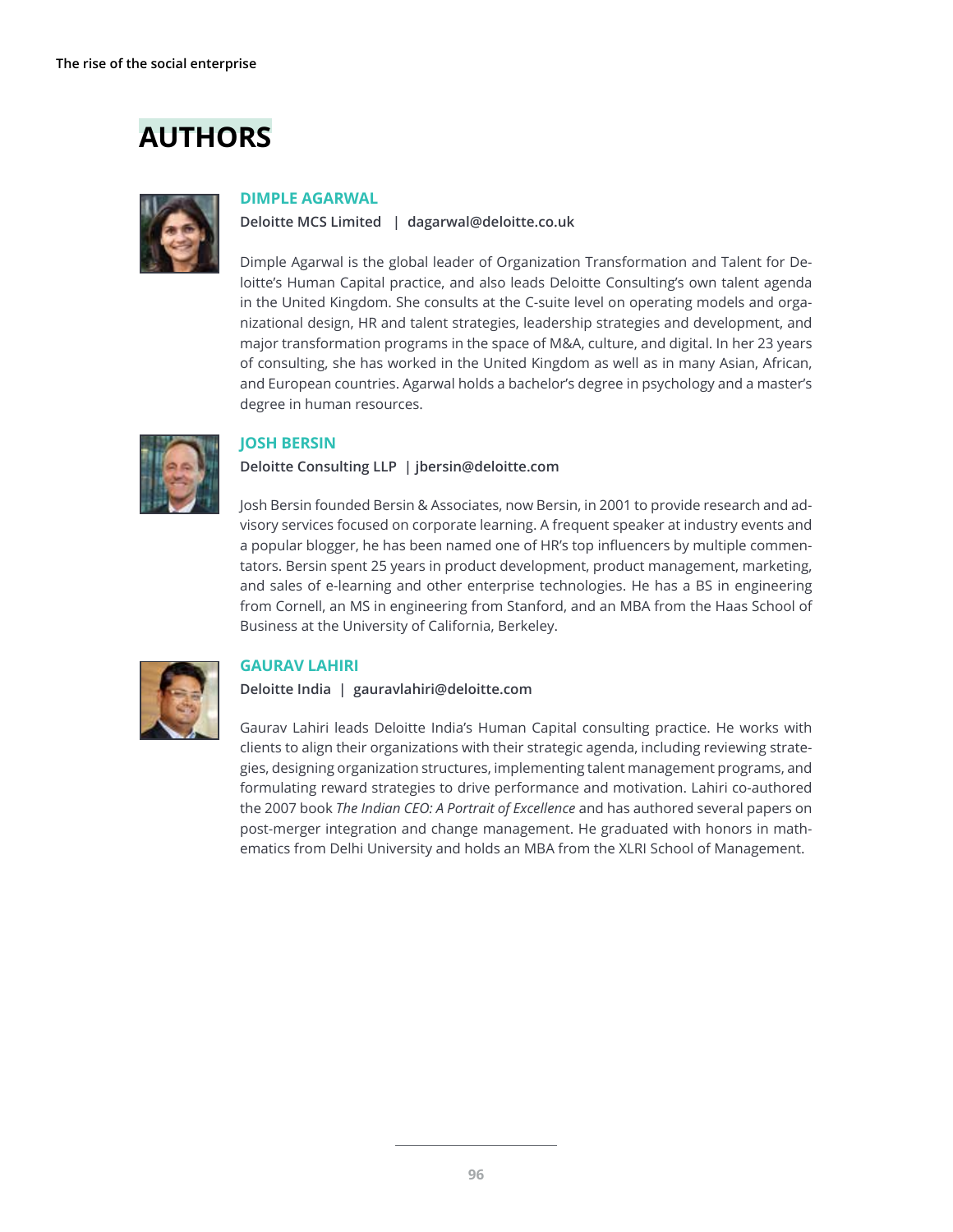## AUTHORS

### DIMPLE AGARWAL

**Deloitte MCS Limited | dagarwal@deloitte.co.uk**

Dimple Agarwal is the global leader of Organization Transformation and Talent for Deloitte's Human Capital practice, and also leads Deloitte Consulting's own talent agenda in the United Kingdom. She consults at the C-suite level on operating models and organizational design, HR and talent strategies, leadership strategies and development, and major transformation programs in the space of M&A, culture, and digital. In her 23 years of consulting, she has worked in the United Kingdom as well as in many Asian, African, and European countries. Agarwal holds a bachelor's degree in psychology and a master's degree in human resources.

### JOSH BERSIN

**Deloitte Consulting LLP | jbersin@deloitte.com**

Josh Bersin founded Bersin & Associates, now Bersin, in 2001 to provide research and advisory services focused on corporate learning. A frequent speaker at industry events and a popular blogger, he has been named one of HR's top influencers by multiple commentators. Bersin spent 25 years in product development, product management, marketing, and sales of e-learning and other enterprise technologies. He has a BS in engineering from Cornell, an MS in engineering from Stanford, and an MBA from the Haas School of Business at the University of California, Berkeley.

### GAURAV LAHIRI

**Deloitte India | gauravlahiri@deloitte.com**

Gaurav Lahiri leads Deloitte India's Human Capital consulting practice. He works with clients to align their organizations with their strategic agenda, including reviewing strategies, designing organization structures, implementing talent management programs, and formulating reward strategies to drive performance and motivation. Lahiri co-authored the 2007 book *The Indian CEO: A Portrait of Excellence* and has authored several papers on post-merger integration and change management. He graduated with honors in mathematics from Delhi University and holds an MBA from the XLRI School of Management.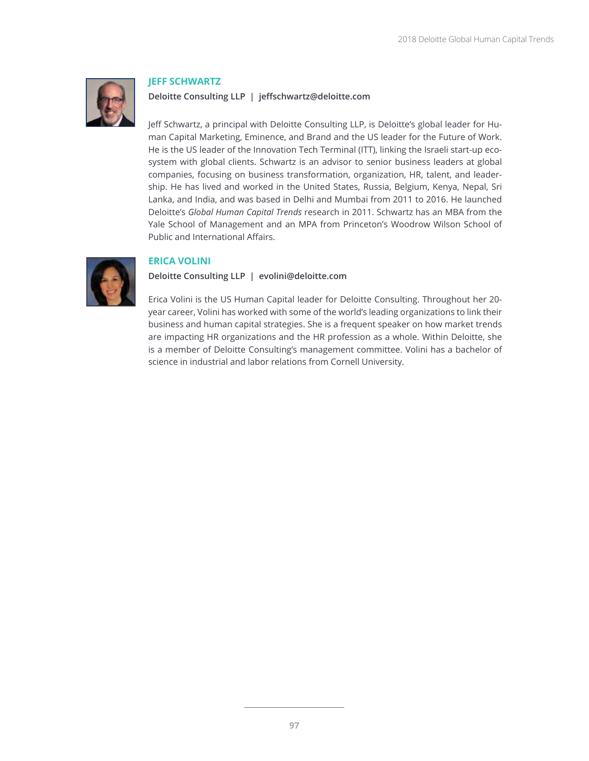### JEFF SCHWARTZ

**Deloitte Consulting LLP | jeffschwartz@deloitte.com**

Jeff Schwartz, a principal with Deloitte Consulting LLP, is Deloitte's global leader for Human Capital Marketing, Eminence, and Brand and the US leader for the Future of Work. He is the US leader of the Innovation Tech Terminal (ITT), linking the Israeli start-up ecosystem with global clients. Schwartz is an advisor to senior business leaders at global companies, focusing on business transformation, organization, HR, talent, and leadership. He has lived and worked in the United States, Russia, Belgium, Kenya, Nepal, Sri Lanka, and India, and was based in Delhi and Mumbai from 2011 to 2016. He launched Deloitte's *Global Human Capital Trends* research in 2011. Schwartz has an MBA from the Yale School of Management and an MPA from Princeton's Woodrow Wilson School of Public and International Affairs.

### ERICA VOLINI

**Deloitte Consulting LLP | evolini@deloitte.com**

Erica Volini is the US Human Capital leader for Deloitte Consulting. Throughout her 20-year career, Volini has worked with some of the world's leading organizations to link their business and human capital strategies. She is a frequent speaker on how market trends are impacting HR organizations and the HR profession as a whole. Within Deloitte, she is a member of Deloitte Consulting's management committee. Volini has a bachelor of science in industrial and labor relations from Cornell University.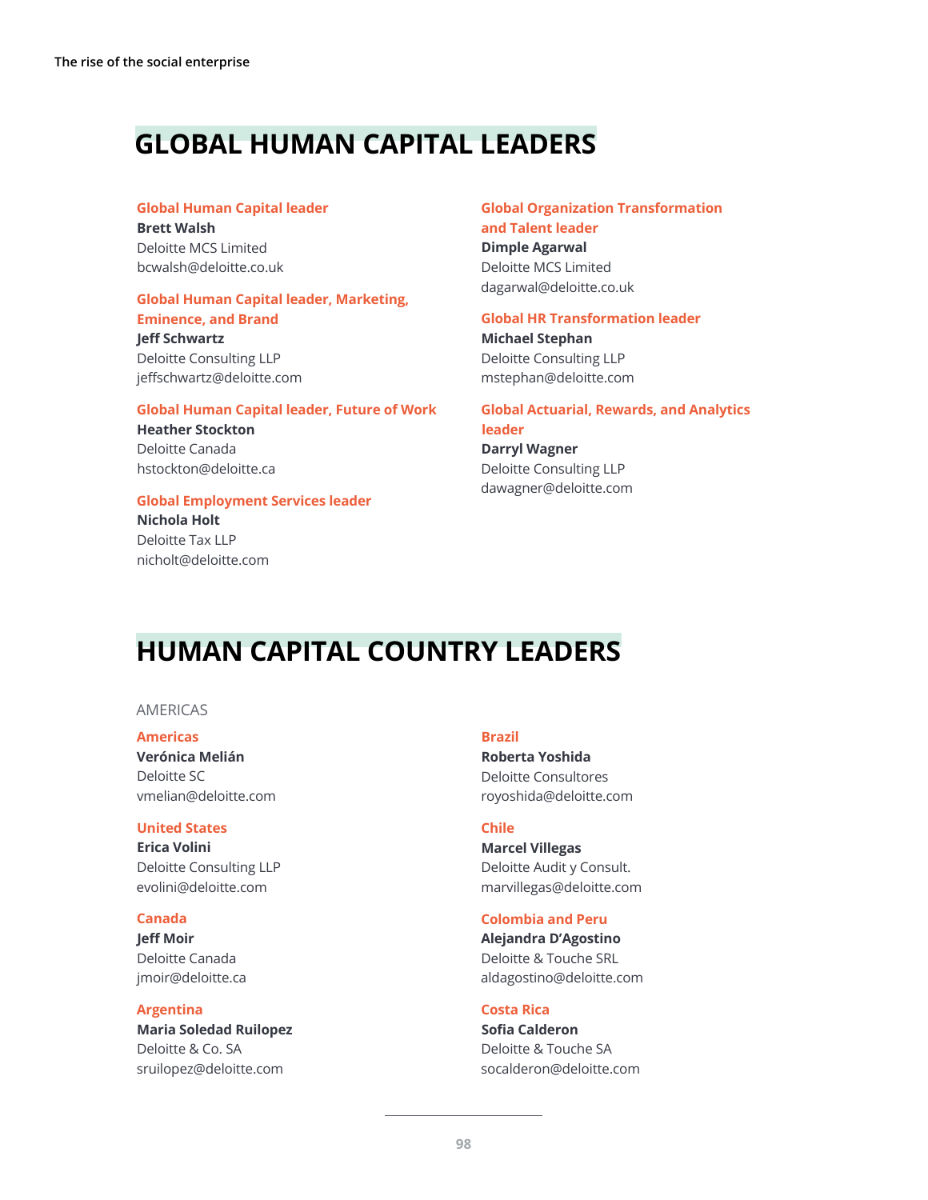# GLOBAL HUMAN CAPITAL LEADERS

**Global Human Capital leader**
**Brett Walsh**
Deloitte MCS Limited
bcwalsh@deloitte.co.uk

**Global Human Capital leader, Marketing, Eminence, and Brand**
**Jeff Schwartz**
Deloitte Consulting LLP
jeffschwartz@deloitte.com

**Global Human Capital leader, Future of Work**
**Heather Stockton**
Deloitte Canada
hstockton@deloitte.ca

**Global Employment Services leader**
**Nichola Holt**
Deloitte Tax LLP
nicholt@deloitte.com

**Global Organization Transformation and Talent leader**
**Dimple Agarwal**
Deloitte MCS Limited
dagarwal@deloitte.co.uk

**Global HR Transformation leader**
**Michael Stephan**
Deloitte Consulting LLP
mstephan@deloitte.com

**Global Actuarial, Rewards, and Analytics leader**
**Darryl Wagner**
Deloitte Consulting LLP
dawagner@deloitte.com

# HUMAN CAPITAL COUNTRY LEADERS

AMERICAS

**Americas**
**Verónica Melián**
Deloitte SC
vmelian@deloitte.com

**United States**
**Erica Volini**
Deloitte Consulting LLP
evolini@deloitte.com

**Canada**
**Jeff Moir**
Deloitte Canada
jmoir@deloitte.ca

**Argentina**
**Maria Soledad Ruilopez**
Deloitte & Co. SA
sruilopez@deloitte.com

**Brazil**
**Roberta Yoshida**
Deloitte Consultores
royoshida@deloitte.com

**Chile**
**Marcel Villegas**
Deloitte Audit y Consult.
marvillegas@deloitte.com

**Colombia and Peru**
**Alejandra D'Agostino**
Deloitte & Touche SRL
aldagostino@deloitte.com

**Costa Rica**
**Sofia Calderon**
Deloitte & Touche SA
socalderon@deloitte.com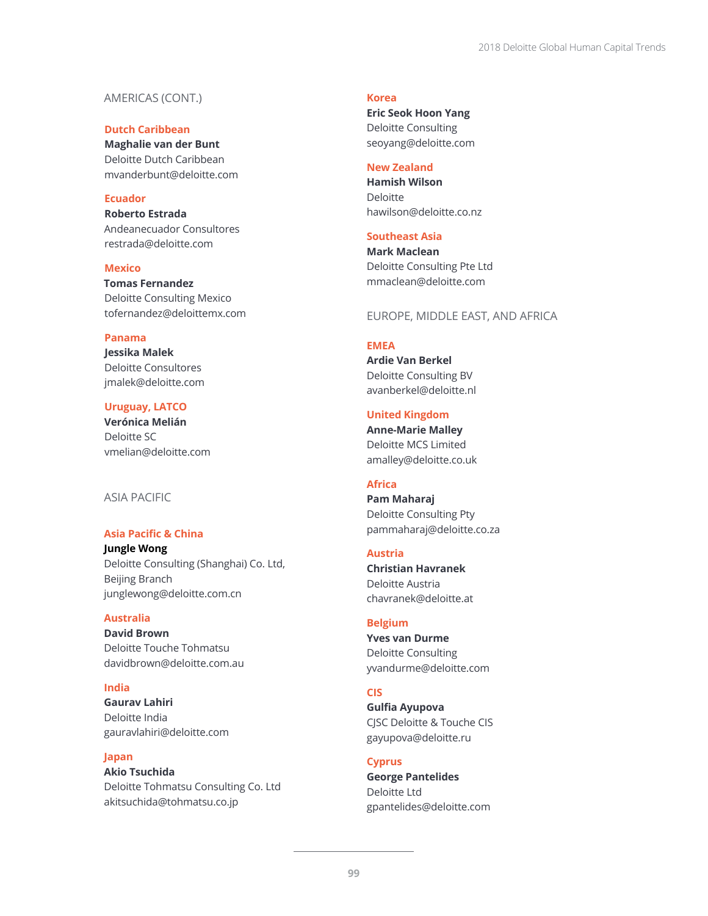## AMERICAS (CONT.)

### Dutch Caribbean

**Maghalie van der Bunt**
Deloitte Dutch Caribbean
mvanderbunt@deloitte.com

### Ecuador

**Roberto Estrada**
Andeanecuador Consultores
restrada@deloitte.com

### Mexico

**Tomas Fernandez**
Deloitte Consulting Mexico
tofernandez@deloittemx.com

### Panama

**Jessika Malek**
Deloitte Consultores
jmalek@deloitte.com

### Uruguay, LATCO

**Verónica Melián**
Deloitte SC
vmelian@deloitte.com

## ASIA PACIFIC

### Asia Pacific & China

**Jungle Wong**
Deloitte Consulting (Shanghai) Co. Ltd, Beijing Branch
junglewong@deloitte.com.cn

### Australia

**David Brown**
Deloitte Touche Tohmatsu
davidbrown@deloitte.com.au

### India

**Gaurav Lahiri**
Deloitte India
gauravlahiri@deloitte.com

### Japan

**Akio Tsuchida**
Deloitte Tohmatsu Consulting Co. Ltd
akitsuchida@tohmatsu.co.jp

### Korea

**Eric Seok Hoon Yang**
Deloitte Consulting
seoyang@deloitte.com

### New Zealand

**Hamish Wilson**
Deloitte
hawilson@deloitte.co.nz

### Southeast Asia

**Mark Maclean**
Deloitte Consulting Pte Ltd
mmaclean@deloitte.com

## EUROPE, MIDDLE EAST, AND AFRICA

### EMEA

**Ardie Van Berkel**
Deloitte Consulting BV
avanberkel@deloitte.nl

### United Kingdom

**Anne-Marie Malley**
Deloitte MCS Limited
amalley@deloitte.co.uk

### Africa

**Pam Maharaj**
Deloitte Consulting Pty
pammaharaj@deloitte.co.za

### Austria

**Christian Havranek**
Deloitte Austria
chavranek@deloitte.at

### Belgium

**Yves van Durme**
Deloitte Consulting
yvandurme@deloitte.com

### CIS

**Gulfia Ayupova**
CJSC Deloitte & Touche CIS
gayupova@deloitte.ru

### Cyprus

**George Pantelides**
Deloitte Ltd
gpantelides@deloitte.com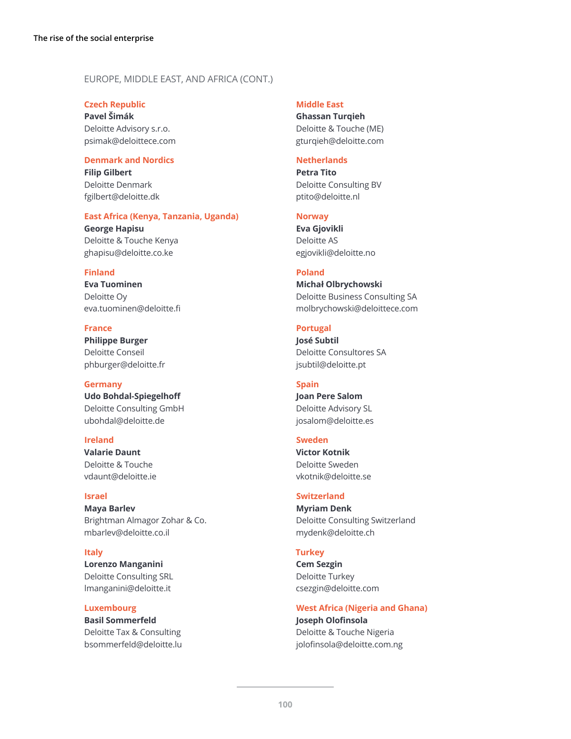EUROPE, MIDDLE EAST, AND AFRICA (CONT.)

### Czech Republic
**Pavel Šimák**
Deloitte Advisory s.r.o.
psimak@deloittece.com

### Denmark and Nordics
**Filip Gilbert**
Deloitte Denmark
fgilbert@deloitte.dk

### East Africa (Kenya, Tanzania, Uganda)
**George Hapisu**
Deloitte & Touche Kenya
ghapisu@deloitte.co.ke

### Finland
**Eva Tuominen**
Deloitte Oy
eva.tuominen@deloitte.fi

### France
**Philippe Burger**
Deloitte Conseil
phburger@deloitte.fr

### Germany
**Udo Bohdal-Spiegelhoff**
Deloitte Consulting GmbH
ubohdal@deloitte.de

### Ireland
**Valarie Daunt**
Deloitte & Touche
vdaunt@deloitte.ie

### Israel
**Maya Barlev**
Brightman Almagor Zohar & Co.
mbarlev@deloitte.co.il

### Italy
**Lorenzo Manganini**
Deloitte Consulting SRL
lmanganini@deloitte.it

### Luxembourg
**Basil Sommerfeld**
Deloitte Tax & Consulting
bsommerfeld@deloitte.lu

### Middle East
**Ghassan Turqieh**
Deloitte & Touche (ME)
gturqieh@deloitte.com

### Netherlands
**Petra Tito**
Deloitte Consulting BV
ptito@deloitte.nl

### Norway
**Eva Gjovikli**
Deloitte AS
egjovikli@deloitte.no

### Poland
**Michał Olbrychowski**
Deloitte Business Consulting SA
molbrychowski@deloittece.com

### Portugal
**José Subtil**
Deloitte Consultores SA
jsubtil@deloitte.pt

### Spain
**Joan Pere Salom**
Deloitte Advisory SL
josalom@deloitte.es

### Sweden
**Victor Kotnik**
Deloitte Sweden
vkotnik@deloitte.se

### Switzerland
**Myriam Denk**
Deloitte Consulting Switzerland
mydenk@deloitte.ch

### Turkey
**Cem Sezgin**
Deloitte Turkey
csezgin@deloitte.com

### West Africa (Nigeria and Ghana)
**Joseph Olofinsola**
Deloitte & Touche Nigeria
jolofinsola@deloitte.com.ng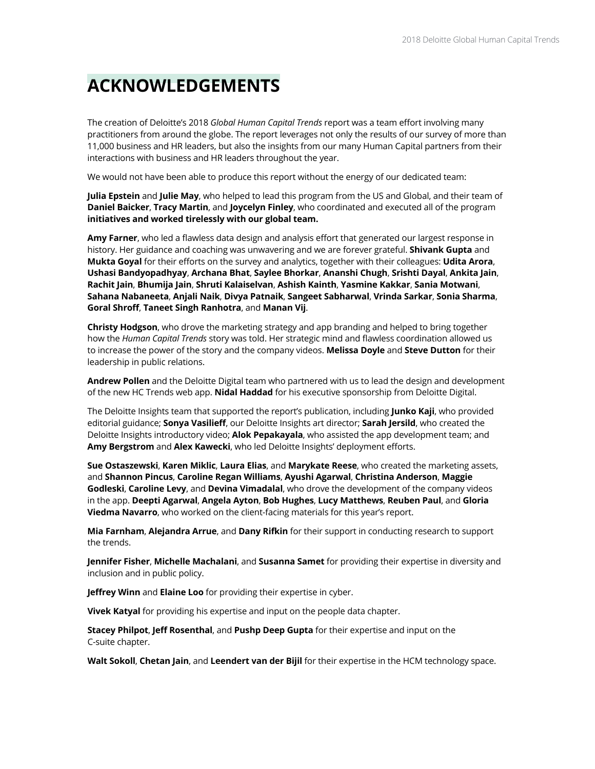# ACKNOWLEDGEMENTS

The creation of Deloitte's 2018 *Global Human Capital Trends* report was a team effort involving many practitioners from around the globe. The report leverages not only the results of our survey of more than 11,000 business and HR leaders, but also the insights from our many Human Capital partners from their interactions with business and HR leaders throughout the year.

We would not have been able to produce this report without the energy of our dedicated team:

**Julia Epstein** and **Julie May**, who helped to lead this program from the US and Global, and their team of **Daniel Baicker**, **Tracy Martin**, and **Joycelyn Finley**, who coordinated and executed all of the program **initiatives and worked tirelessly with our global team.**

**Amy Farner**, who led a flawless data design and analysis effort that generated our largest response in history. Her guidance and coaching was unwavering and we are forever grateful. **Shivank Gupta** and **Mukta Goyal** for their efforts on the survey and analytics, together with their colleagues: **Udita Arora**, **Ushasi Bandyopadhyay**, **Archana Bhat**, **Saylee Bhorkar**, **Ananshi Chugh**, **Srishti Dayal**, **Ankita Jain**, **Rachit Jain**, **Bhumija Jain**, **Shruti Kalaiselvan**, **Ashish Kainth**, **Yasmine Kakkar**, **Sania Motwani**, **Sahana Nabaneeta**, **Anjali Naik**, **Divya Patnaik**, **Sangeet Sabharwal**, **Vrinda Sarkar**, **Sonia Sharma**, **Goral Shroff**, **Taneet Singh Ranhotra**, and **Manan Vij**.

**Christy Hodgson**, who drove the marketing strategy and app branding and helped to bring together how the *Human Capital Trends* story was told. Her strategic mind and flawless coordination allowed us to increase the power of the story and the company videos. **Melissa Doyle** and **Steve Dutton** for their leadership in public relations.

**Andrew Pollen** and the Deloitte Digital team who partnered with us to lead the design and development of the new HC Trends web app. **Nidal Haddad** for his executive sponsorship from Deloitte Digital.

The Deloitte Insights team that supported the report's publication, including **Junko Kaji**, who provided editorial guidance; **Sonya Vasilieff**, our Deloitte Insights art director; **Sarah Jersild**, who created the Deloitte Insights introductory video; **Alok Pepakayala**, who assisted the app development team; and **Amy Bergstrom** and **Alex Kawecki**, who led Deloitte Insights' deployment efforts.

**Sue Ostaszewski**, **Karen Miklic**, **Laura Elias**, and **Marykate Reese**, who created the marketing assets, and **Shannon Pincus**, **Caroline Regan Williams**, **Ayushi Agarwal**, **Christina Anderson**, **Maggie Godleski**, **Caroline Levy**, and **Devina Vimadalal**, who drove the development of the company videos in the app. **Deepti Agarwal**, **Angela Ayton**, **Bob Hughes**, **Lucy Matthews**, **Reuben Paul**, and **Gloria Viedma Navarro**, who worked on the client-facing materials for this year's report.

**Mia Farnham**, **Alejandra Arrue**, and **Dany Rifkin** for their support in conducting research to support the trends.

**Jennifer Fisher**, **Michelle Machalani**, and **Susanna Samet** for providing their expertise in diversity and inclusion and in public policy.

**Jeffrey Winn** and **Elaine Loo** for providing their expertise in cyber.

**Vivek Katyal** for providing his expertise and input on the people data chapter.

**Stacey Philpot**, **Jeff Rosenthal**, and **Pushp Deep Gupta** for their expertise and input on the C-suite chapter.

**Walt Sokoll**, **Chetan Jain**, and **Leendert van der Bijil** for their expertise in the HCM technology space.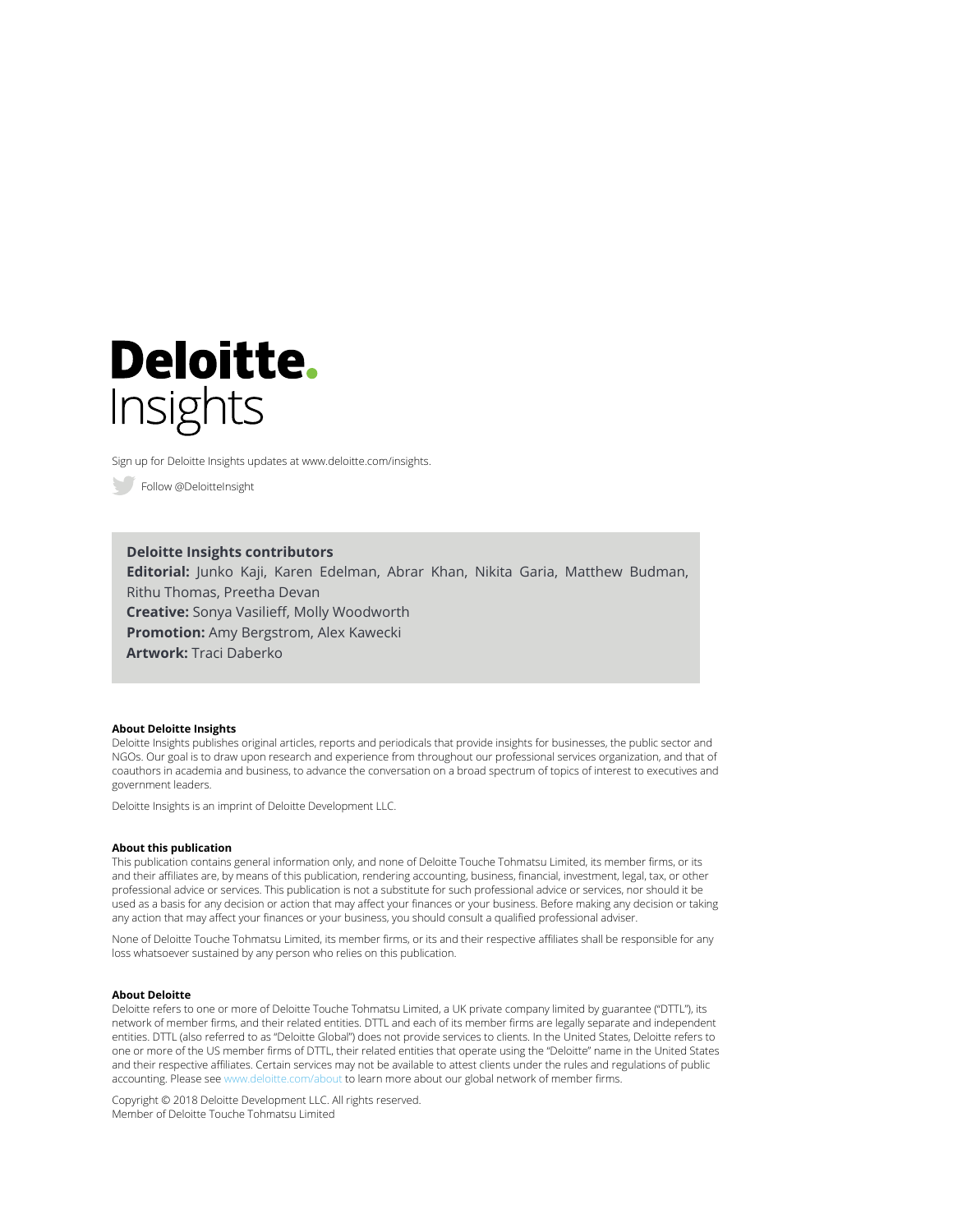# Deloitte. Insights

Sign up for Deloitte Insights updates at www.deloitte.com/insights.

Follow @DeloitteInsight

**Deloitte Insights contributors**
**Editorial:** Junko Kaji, Karen Edelman, Abrar Khan, Nikita Garia, Matthew Budman, Rithu Thomas, Preetha Devan
**Creative:** Sonya Vasilieff, Molly Woodworth
**Promotion:** Amy Bergstrom, Alex Kawecki
**Artwork:** Traci Daberko

**About Deloitte Insights**
Deloitte Insights publishes original articles, reports and periodicals that provide insights for businesses, the public sector and NGOs. Our goal is to draw upon research and experience from throughout our professional services organization, and that of coauthors in academia and business, to advance the conversation on a broad spectrum of topics of interest to executives and government leaders.

Deloitte Insights is an imprint of Deloitte Development LLC.

**About this publication**
This publication contains general information only, and none of Deloitte Touche Tohmatsu Limited, its member firms, or its and their affiliates are, by means of this publication, rendering accounting, business, financial, investment, legal, tax, or other professional advice or services. This publication is not a substitute for such professional advice or services, nor should it be used as a basis for any decision or action that may affect your finances or your business. Before making any decision or taking any action that may affect your finances or your business, you should consult a qualified professional adviser.

None of Deloitte Touche Tohmatsu Limited, its member firms, or its and their respective affiliates shall be responsible for any loss whatsoever sustained by any person who relies on this publication.

**About Deloitte**
Deloitte refers to one or more of Deloitte Touche Tohmatsu Limited, a UK private company limited by guarantee ("DTTL"), its network of member firms, and their related entities. DTTL and each of its member firms are legally separate and independent entities. DTTL (also referred to as "Deloitte Global") does not provide services to clients. In the United States, Deloitte refers to one or more of the US member firms of DTTL, their related entities that operate using the "Deloitte" name in the United States and their respective affiliates. Certain services may not be available to attest clients under the rules and regulations of public accounting. Please see www.deloitte.com/about to learn more about our global network of member firms.

Copyright © 2018 Deloitte Development LLC. All rights reserved.
Member of Deloitte Touche Tohmatsu Limited